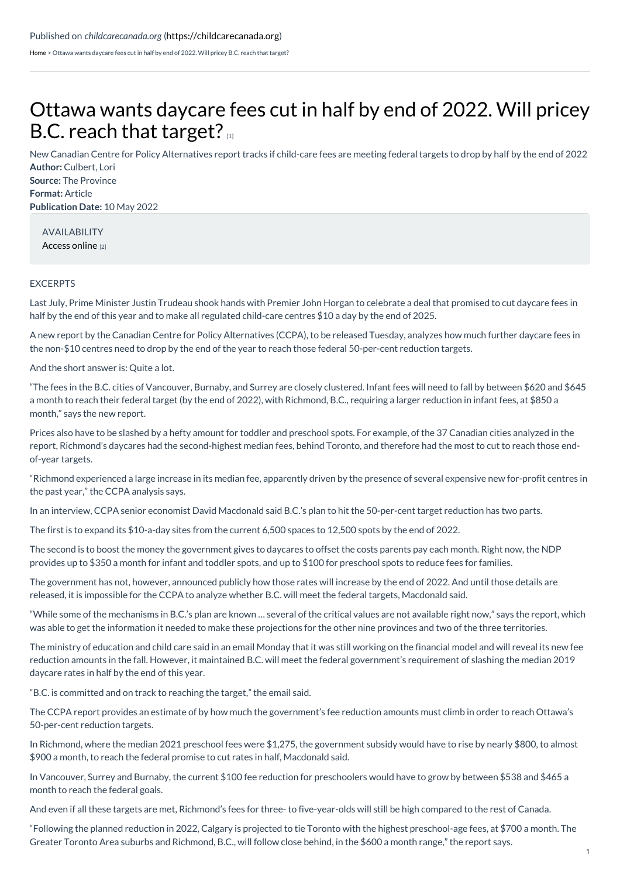Published on *childcarecanada.org* (https://childcarecanada.org)

Home > Ottawa wants daycare fees cut in half by end of 2022. Will pricey B.C. reach that target?

# Ottawa wants daycare fees cut in half by end of 2022. Will pricey B.C. reach that target? [1]

New Canadian Centre for Policy Alternatives report tracks if child-care fees are meeting federal targets to drop by half by the end of 2022

**Author:** Culbert, Lori
**Source:** The Province
**Format:** Article
**Publication Date:** 10 May 2022

AVAILABILITY
Access online [2]

EXCERPTS

Last July, Prime Minister Justin Trudeau shook hands with Premier John Horgan to celebrate a deal that promised to cut daycare fees in half by the end of this year and to make all regulated child-care centres $10 a day by the end of 2025.

A new report by the Canadian Centre for Policy Alternatives (CCPA), to be released Tuesday, analyzes how much further daycare fees in the non-$10 centres need to drop by the end of the year to reach those federal 50-per-cent reduction targets.

And the short answer is: Quite a lot.

"The fees in the B.C. cities of Vancouver, Burnaby, and Surrey are closely clustered. Infant fees will need to fall by between $620 and $645 a month to reach their federal target (by the end of 2022), with Richmond, B.C., requiring a larger reduction in infant fees, at $850 a month," says the new report.

Prices also have to be slashed by a hefty amount for toddler and preschool spots. For example, of the 37 Canadian cities analyzed in the report, Richmond's daycares had the second-highest median fees, behind Toronto, and therefore had the most to cut to reach those end-of-year targets.

"Richmond experienced a large increase in its median fee, apparently driven by the presence of several expensive new for-profit centres in the past year," the CCPA analysis says.

In an interview, CCPA senior economist David Macdonald said B.C.'s plan to hit the 50-per-cent target reduction has two parts.

The first is to expand its $10-a-day sites from the current 6,500 spaces to 12,500 spots by the end of 2022.

The second is to boost the money the government gives to daycares to offset the costs parents pay each month. Right now, the NDP provides up to $350 a month for infant and toddler spots, and up to $100 for preschool spots to reduce fees for families.

The government has not, however, announced publicly how those rates will increase by the end of 2022. And until those details are released, it is impossible for the CCPA to analyze whether B.C. will meet the federal targets, Macdonald said.

"While some of the mechanisms in B.C.'s plan are known … several of the critical values are not available right now," says the report, which was able to get the information it needed to make these projections for the other nine provinces and two of the three territories.

The ministry of education and child care said in an email Monday that it was still working on the financial model and will reveal its new fee reduction amounts in the fall. However, it maintained B.C. will meet the federal government's requirement of slashing the median 2019 daycare rates in half by the end of this year.

"B.C. is committed and on track to reaching the target," the email said.

The CCPA report provides an estimate of by how much the government's fee reduction amounts must climb in order to reach Ottawa's 50-per-cent reduction targets.

In Richmond, where the median 2021 preschool fees were $1,275, the government subsidy would have to rise by nearly $800, to almost $900 a month, to reach the federal promise to cut rates in half, Macdonald said.

In Vancouver, Surrey and Burnaby, the current $100 fee reduction for preschoolers would have to grow by between $538 and $465 a month to reach the federal goals.

And even if all these targets are met, Richmond's fees for three- to five-year-olds will still be high compared to the rest of Canada.

"Following the planned reduction in 2022, Calgary is projected to tie Toronto with the highest preschool-age fees, at $700 a month. The Greater Toronto Area suburbs and Richmond, B.C., will follow close behind, in the $600 a month range," the report says.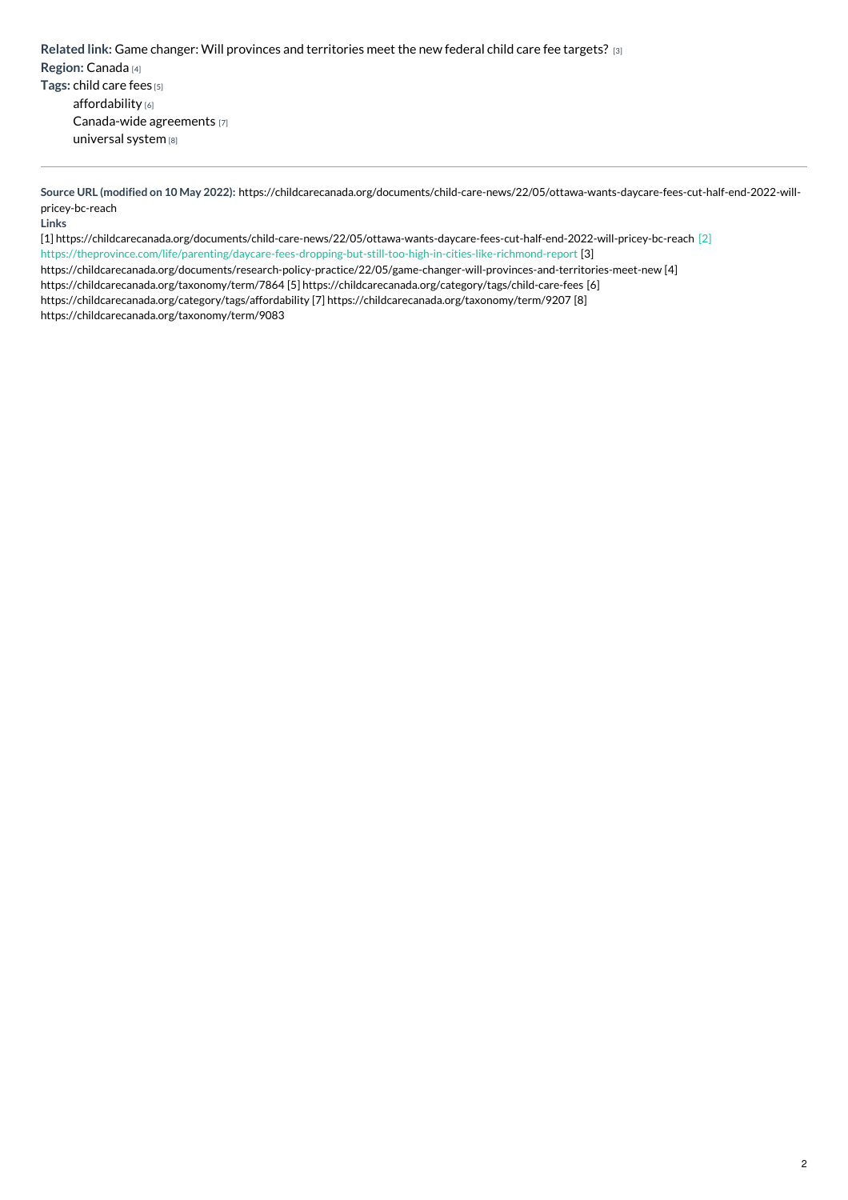**Related link:** Game changer: Will provinces and territories meet the new federal child care fee targets? [3]
**Region:** Canada [4]
**Tags:** child care fees [5]
affordability [6]
Canada-wide agreements [7]
universal system [8]

---

**Source URL (modified on 10 May 2022):** https://childcarecanada.org/documents/child-care-news/22/05/ottawa-wants-daycare-fees-cut-half-end-2022-will-pricey-bc-reach

**Links**
[1] https://childcarecanada.org/documents/child-care-news/22/05/ottawa-wants-daycare-fees-cut-half-end-2022-will-pricey-bc-reach [2] https://theprovince.com/life/parenting/daycare-fees-dropping-but-still-too-high-in-cities-like-richmond-report [3] https://childcarecanada.org/documents/research-policy-practice/22/05/game-changer-will-provinces-and-territories-meet-new [4] https://childcarecanada.org/taxonomy/term/7864 [5] https://childcarecanada.org/category/tags/child-care-fees [6] https://childcarecanada.org/category/tags/affordability [7] https://childcarecanada.org/taxonomy/term/9207 [8] https://childcarecanada.org/taxonomy/term/9083